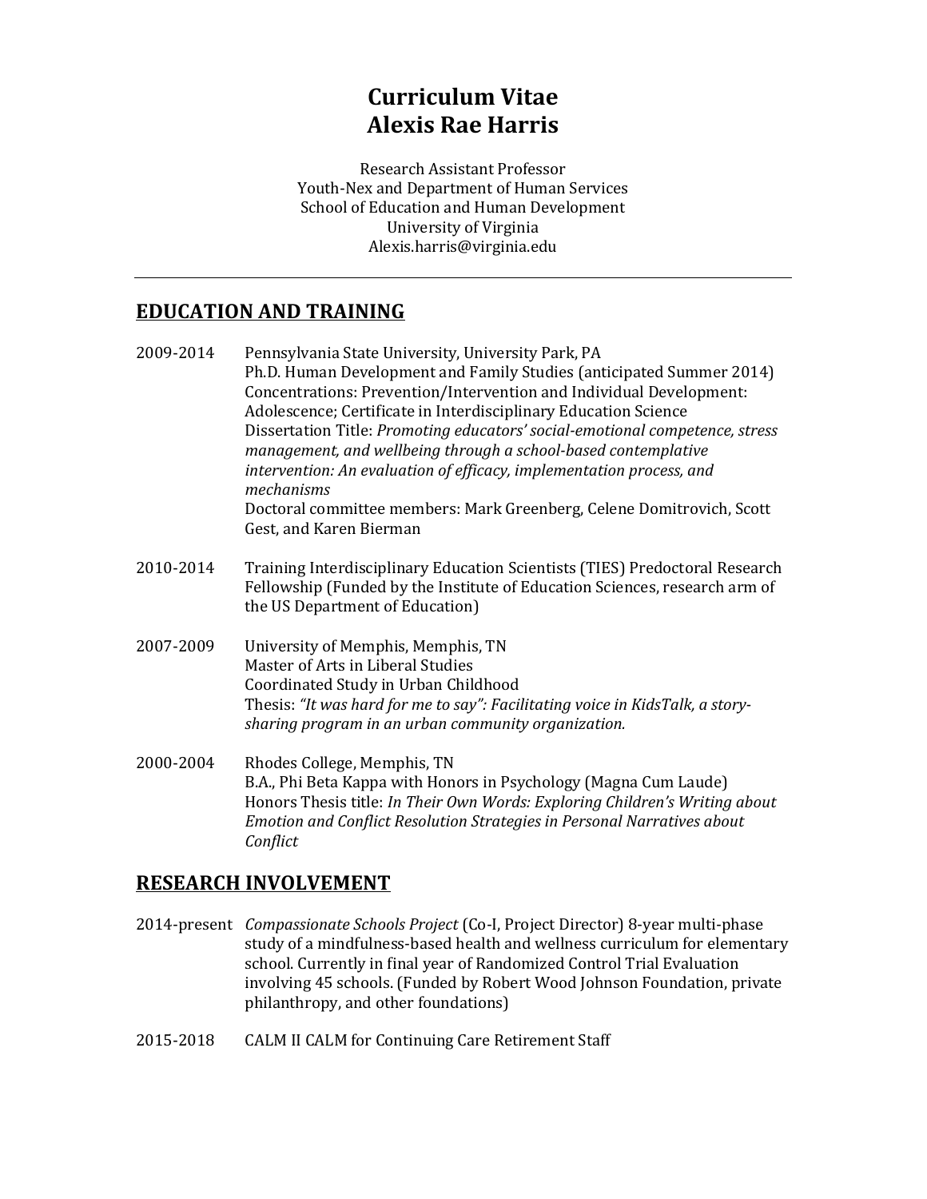# Curriculum Vitae
# Alexis Rae Harris

Research Assistant Professor
Youth-Nex and Department of Human Services
School of Education and Human Development
University of Virginia
Alexis.harris@virginia.edu

---

## EDUCATION AND TRAINING

2009-2014 Pennsylvania State University, University Park, PA
Ph.D. Human Development and Family Studies (anticipated Summer 2014)
Concentrations: Prevention/Intervention and Individual Development: Adolescence; Certificate in Interdisciplinary Education Science
Dissertation Title: *Promoting educators' social-emotional competence, stress management, and wellbeing through a school-based contemplative intervention: An evaluation of efficacy, implementation process, and mechanisms*
Doctoral committee members: Mark Greenberg, Celene Domitrovich, Scott Gest, and Karen Bierman

2010-2014 Training Interdisciplinary Education Scientists (TIES) Predoctoral Research Fellowship (Funded by the Institute of Education Sciences, research arm of the US Department of Education)

2007-2009 University of Memphis, Memphis, TN
Master of Arts in Liberal Studies
Coordinated Study in Urban Childhood
Thesis: *"It was hard for me to say": Facilitating voice in KidsTalk, a story-sharing program in an urban community organization.*

2000-2004 Rhodes College, Memphis, TN
B.A., Phi Beta Kappa with Honors in Psychology (Magna Cum Laude)
Honors Thesis title: *In Their Own Words: Exploring Children's Writing about Emotion and Conflict Resolution Strategies in Personal Narratives about Conflict*

## RESEARCH INVOLVEMENT

2014-present *Compassionate Schools Project* (Co-I, Project Director) 8-year multi-phase study of a mindfulness-based health and wellness curriculum for elementary school. Currently in final year of Randomized Control Trial Evaluation involving 45 schools. (Funded by Robert Wood Johnson Foundation, private philanthropy, and other foundations)

2015-2018 CALM II CALM for Continuing Care Retirement Staff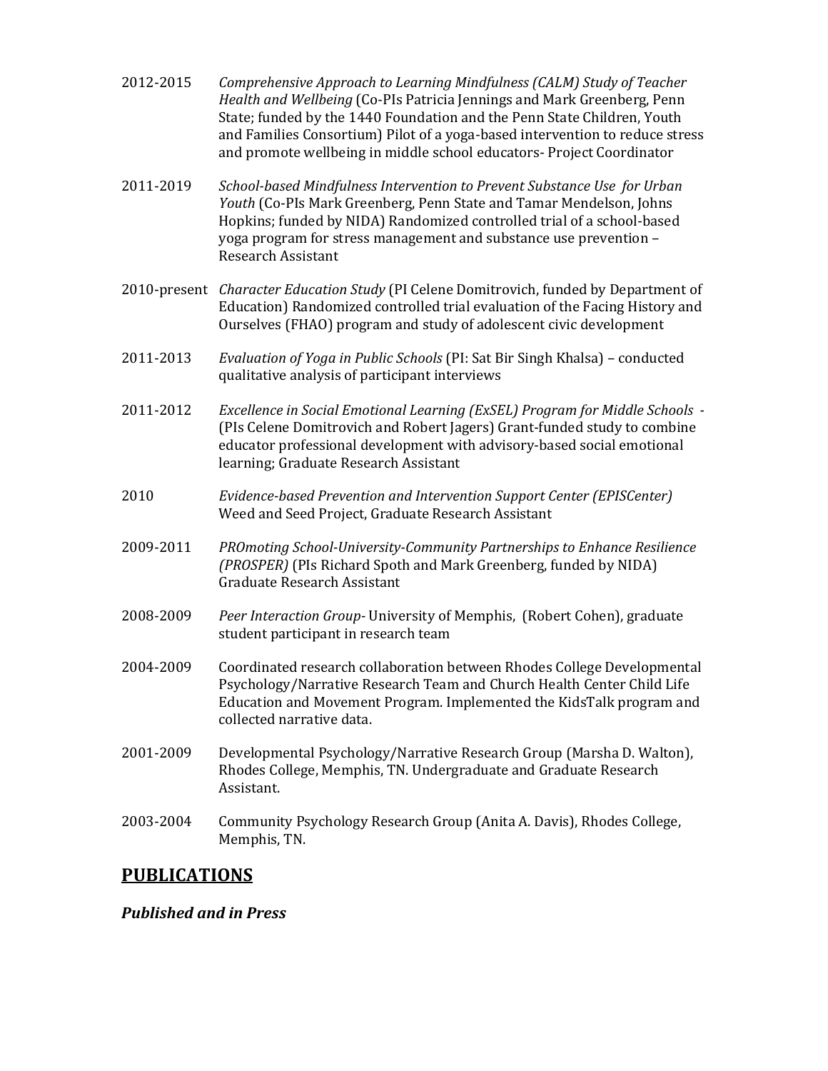2012-2015 *Comprehensive Approach to Learning Mindfulness (CALM) Study of Teacher Health and Wellbeing* (Co-PIs Patricia Jennings and Mark Greenberg, Penn State; funded by the 1440 Foundation and the Penn State Children, Youth and Families Consortium) Pilot of a yoga-based intervention to reduce stress and promote wellbeing in middle school educators- Project Coordinator

2011-2019 *School-based Mindfulness Intervention to Prevent Substance Use for Urban Youth* (Co-PIs Mark Greenberg, Penn State and Tamar Mendelson, Johns Hopkins; funded by NIDA) Randomized controlled trial of a school-based yoga program for stress management and substance use prevention – Research Assistant

2010-present *Character Education Study* (PI Celene Domitrovich, funded by Department of Education) Randomized controlled trial evaluation of the Facing History and Ourselves (FHAO) program and study of adolescent civic development

2011-2013 *Evaluation of Yoga in Public Schools* (PI: Sat Bir Singh Khalsa) – conducted qualitative analysis of participant interviews

2011-2012 *Excellence in Social Emotional Learning (ExSEL) Program for Middle Schools* - (PIs Celene Domitrovich and Robert Jagers) Grant-funded study to combine educator professional development with advisory-based social emotional learning; Graduate Research Assistant

2010 *Evidence-based Prevention and Intervention Support Center (EPISCenter)* Weed and Seed Project, Graduate Research Assistant

2009-2011 *PROmoting School-University-Community Partnerships to Enhance Resilience (PROSPER)* (PIs Richard Spoth and Mark Greenberg, funded by NIDA) Graduate Research Assistant

2008-2009 *Peer Interaction Group*- University of Memphis, (Robert Cohen), graduate student participant in research team

2004-2009 Coordinated research collaboration between Rhodes College Developmental Psychology/Narrative Research Team and Church Health Center Child Life Education and Movement Program. Implemented the KidsTalk program and collected narrative data.

2001-2009 Developmental Psychology/Narrative Research Group (Marsha D. Walton), Rhodes College, Memphis, TN. Undergraduate and Graduate Research Assistant.

2003-2004 Community Psychology Research Group (Anita A. Davis), Rhodes College, Memphis, TN.

## PUBLICATIONS

### *Published and in Press*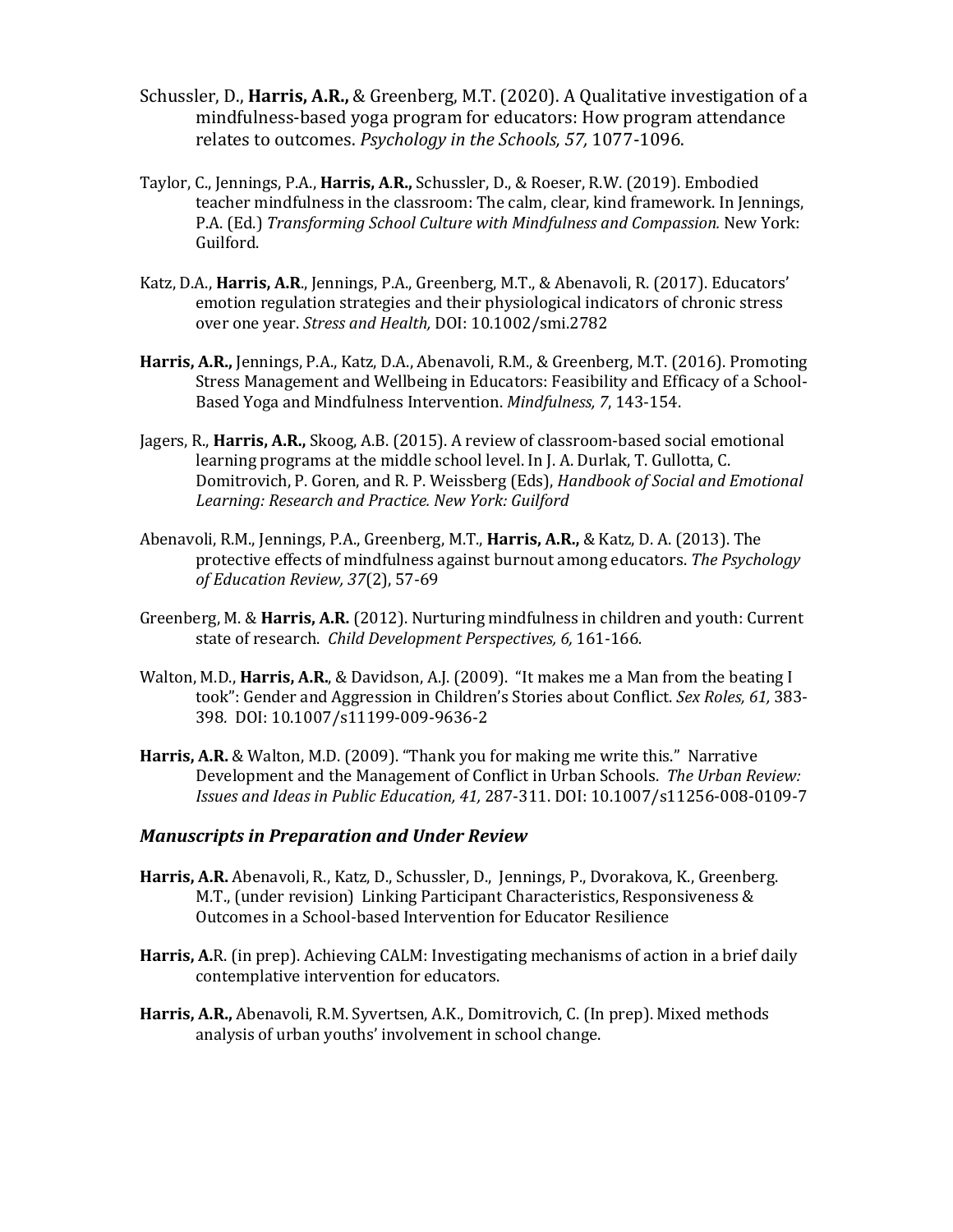Schussler, D., **Harris, A.R.,** & Greenberg, M.T. (2020). A Qualitative investigation of a mindfulness-based yoga program for educators: How program attendance relates to outcomes. *Psychology in the Schools, 57,* 1077-1096.

Taylor, C., Jennings, P.A., **Harris, A.R.,** Schussler, D., & Roeser, R.W. (2019). Embodied teacher mindfulness in the classroom: The calm, clear, kind framework. In Jennings, P.A. (Ed.) *Transforming School Culture with Mindfulness and Compassion.* New York: Guilford.

Katz, D.A., **Harris, A.R**., Jennings, P.A., Greenberg, M.T., & Abenavoli, R. (2017). Educators' emotion regulation strategies and their physiological indicators of chronic stress over one year. *Stress and Health,* DOI: 10.1002/smi.2782

**Harris, A.R.,** Jennings, P.A., Katz, D.A., Abenavoli, R.M., & Greenberg, M.T. (2016). Promoting Stress Management and Wellbeing in Educators: Feasibility and Efficacy of a School-Based Yoga and Mindfulness Intervention. *Mindfulness, 7*, 143-154.

Jagers, R., **Harris, A.R.,** Skoog, A.B. (2015). A review of classroom-based social emotional learning programs at the middle school level. In J. A. Durlak, T. Gullotta, C. Domitrovich, P. Goren, and R. P. Weissberg (Eds), *Handbook of Social and Emotional Learning: Research and Practice. New York: Guilford*

Abenavoli, R.M., Jennings, P.A., Greenberg, M.T., **Harris, A.R.,** & Katz, D. A. (2013). The protective effects of mindfulness against burnout among educators. *The Psychology of Education Review, 37*(2), 57-69

Greenberg, M. & **Harris, A.R.** (2012). Nurturing mindfulness in children and youth: Current state of research. *Child Development Perspectives, 6,* 161-166.

Walton, M.D., **Harris, A.R.**, & Davidson, A.J. (2009). "It makes me a Man from the beating I took": Gender and Aggression in Children's Stories about Conflict. *Sex Roles, 61,* 383-398. DOI: 10.1007/s11199-009-9636-2

**Harris, A.R.** & Walton, M.D. (2009). "Thank you for making me write this." Narrative Development and the Management of Conflict in Urban Schools. *The Urban Review: Issues and Ideas in Public Education, 41,* 287-311. DOI: 10.1007/s11256-008-0109-7

### *Manuscripts in Preparation and Under Review*

**Harris, A.R.** Abenavoli, R., Katz, D., Schussler, D., Jennings, P., Dvorakova, K., Greenberg. M.T., (under revision) Linking Participant Characteristics, Responsiveness & Outcomes in a School-based Intervention for Educator Resilience

**Harris, A.**R. (in prep). Achieving CALM: Investigating mechanisms of action in a brief daily contemplative intervention for educators.

**Harris, A.R.,** Abenavoli, R.M. Syvertsen, A.K., Domitrovich, C. (In prep). Mixed methods analysis of urban youths' involvement in school change.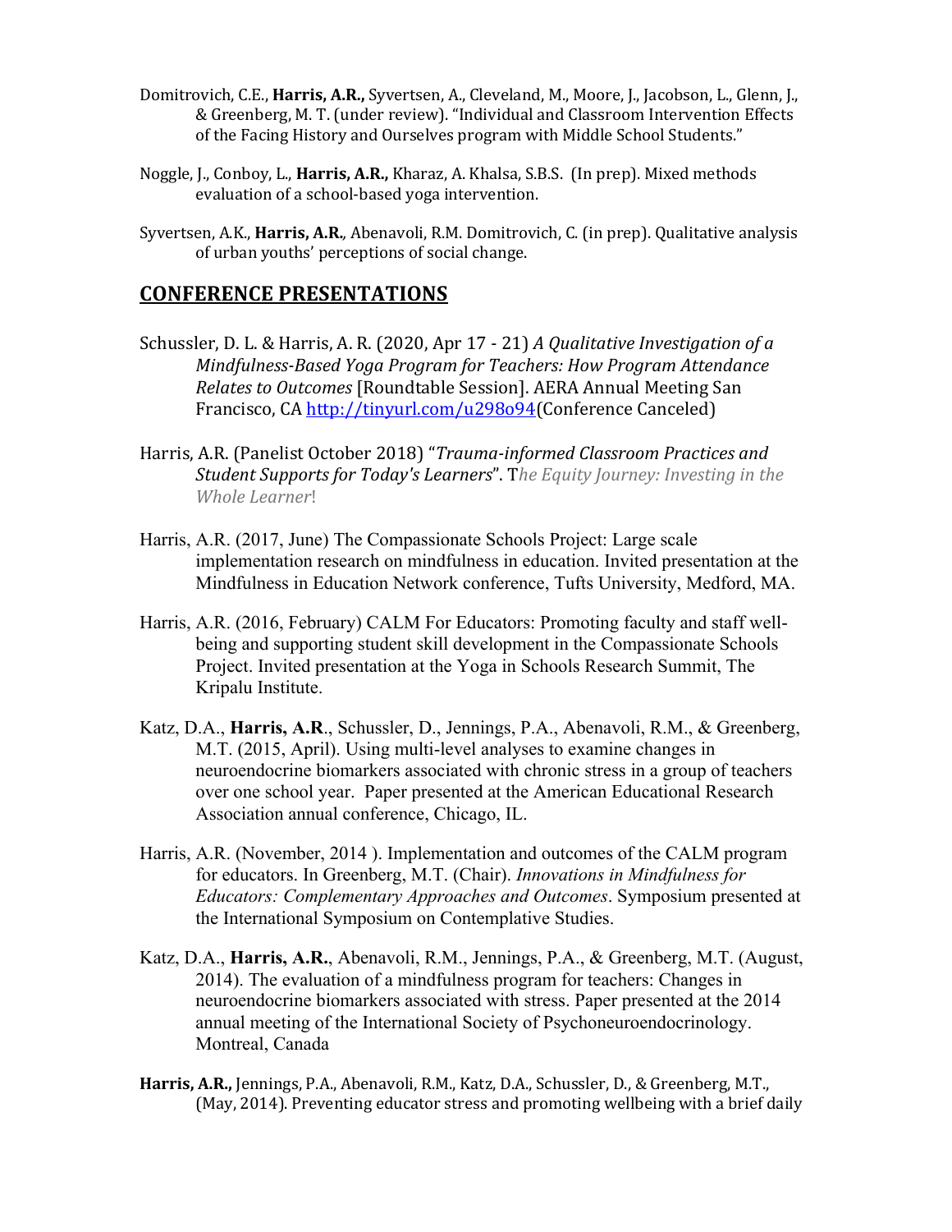Domitrovich, C.E., **Harris, A.R.,** Syvertsen, A., Cleveland, M., Moore, J., Jacobson, L., Glenn, J., & Greenberg, M. T. (under review). "Individual and Classroom Intervention Effects of the Facing History and Ourselves program with Middle School Students."

Noggle, J., Conboy, L., **Harris, A.R.,** Kharaz, A. Khalsa, S.B.S. (In prep). Mixed methods evaluation of a school-based yoga intervention.

Syvertsen, A.K., **Harris, A.R.**, Abenavoli, R.M. Domitrovich, C. (in prep). Qualitative analysis of urban youths' perceptions of social change.

## CONFERENCE PRESENTATIONS

Schussler, D. L. & Harris, A. R. (2020, Apr 17 - 21) *A Qualitative Investigation of a Mindfulness-Based Yoga Program for Teachers: How Program Attendance Relates to Outcomes* [Roundtable Session]. AERA Annual Meeting San Francisco, CA http://tinyurl.com/u298o94(Conference Canceled)

Harris, A.R. (Panelist October 2018) "*Trauma-informed Classroom Practices and Student Supports for Today's Learners*". T*he Equity Journey: Investing in the Whole Learner*!

Harris, A.R. (2017, June) The Compassionate Schools Project: Large scale implementation research on mindfulness in education. Invited presentation at the Mindfulness in Education Network conference, Tufts University, Medford, MA.

Harris, A.R. (2016, February) CALM For Educators: Promoting faculty and staff well-being and supporting student skill development in the Compassionate Schools Project. Invited presentation at the Yoga in Schools Research Summit, The Kripalu Institute.

Katz, D.A., **Harris, A.R**., Schussler, D., Jennings, P.A., Abenavoli, R.M., & Greenberg, M.T. (2015, April). Using multi-level analyses to examine changes in neuroendocrine biomarkers associated with chronic stress in a group of teachers over one school year. Paper presented at the American Educational Research Association annual conference, Chicago, IL.

Harris, A.R. (November, 2014 ). Implementation and outcomes of the CALM program for educators. In Greenberg, M.T. (Chair). *Innovations in Mindfulness for Educators: Complementary Approaches and Outcomes*. Symposium presented at the International Symposium on Contemplative Studies.

Katz, D.A., **Harris, A.R.**, Abenavoli, R.M., Jennings, P.A., & Greenberg, M.T. (August, 2014). The evaluation of a mindfulness program for teachers: Changes in neuroendocrine biomarkers associated with stress. Paper presented at the 2014 annual meeting of the International Society of Psychoneuroendocrinology. Montreal, Canada

**Harris, A.R.,** Jennings, P.A., Abenavoli, R.M., Katz, D.A., Schussler, D., & Greenberg, M.T., (May, 2014). Preventing educator stress and promoting wellbeing with a brief daily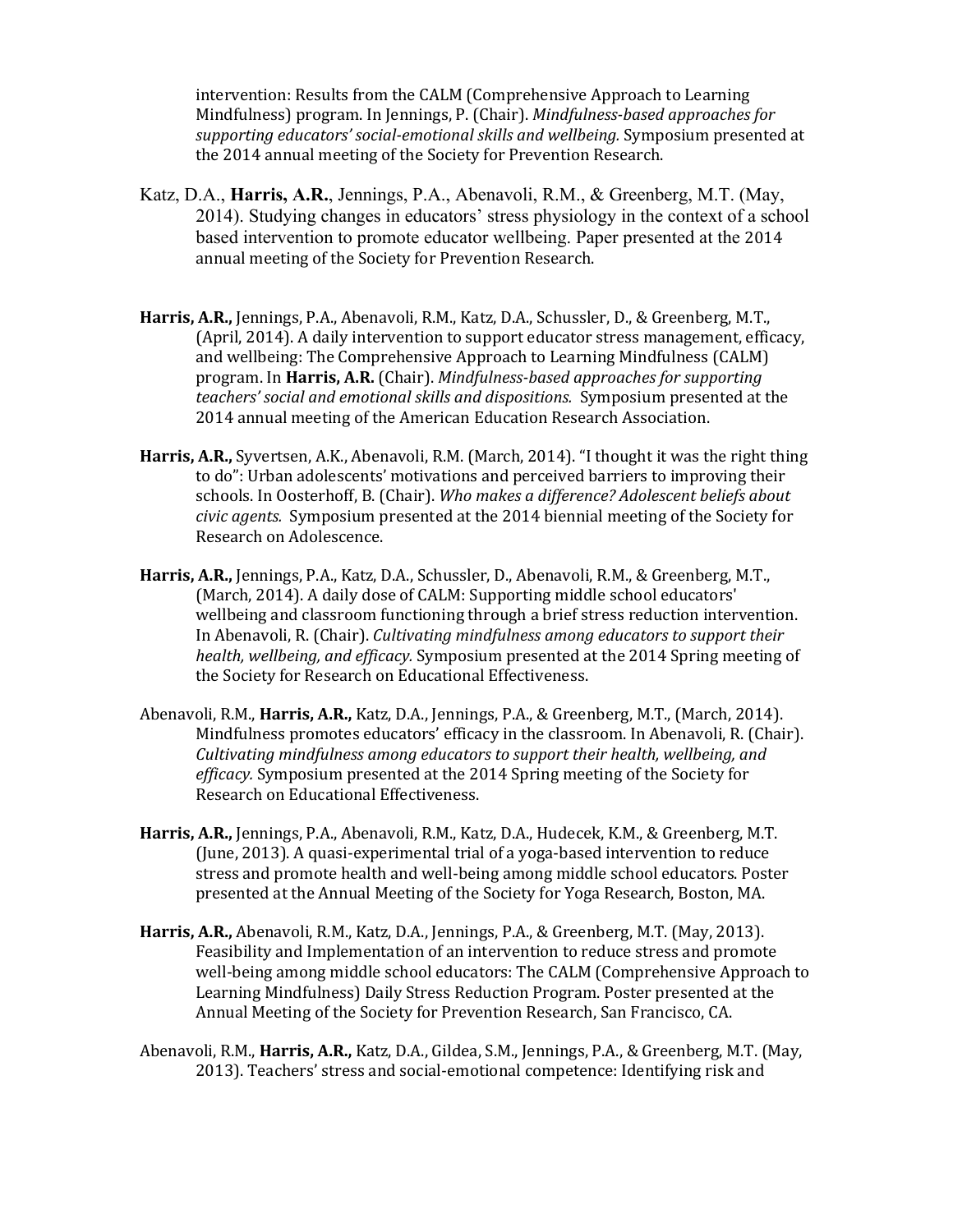intervention: Results from the CALM (Comprehensive Approach to Learning Mindfulness) program. In Jennings, P. (Chair). *Mindfulness-based approaches for supporting educators' social-emotional skills and wellbeing.* Symposium presented at the 2014 annual meeting of the Society for Prevention Research.

Katz, D.A., **Harris, A.R.**, Jennings, P.A., Abenavoli, R.M., & Greenberg, M.T. (May, 2014). Studying changes in educators' stress physiology in the context of a school based intervention to promote educator wellbeing. Paper presented at the 2014 annual meeting of the Society for Prevention Research.

**Harris, A.R.,** Jennings, P.A., Abenavoli, R.M., Katz, D.A., Schussler, D., & Greenberg, M.T., (April, 2014). A daily intervention to support educator stress management, efficacy, and wellbeing: The Comprehensive Approach to Learning Mindfulness (CALM) program. In **Harris, A.R.** (Chair). *Mindfulness-based approaches for supporting teachers' social and emotional skills and dispositions.* Symposium presented at the 2014 annual meeting of the American Education Research Association.

**Harris, A.R.,** Syvertsen, A.K., Abenavoli, R.M. (March, 2014). "I thought it was the right thing to do": Urban adolescents' motivations and perceived barriers to improving their schools. In Oosterhoff, B. (Chair). *Who makes a difference? Adolescent beliefs about civic agents.* Symposium presented at the 2014 biennial meeting of the Society for Research on Adolescence.

**Harris, A.R.,** Jennings, P.A., Katz, D.A., Schussler, D., Abenavoli, R.M., & Greenberg, M.T., (March, 2014). A daily dose of CALM: Supporting middle school educators' wellbeing and classroom functioning through a brief stress reduction intervention. In Abenavoli, R. (Chair). *Cultivating mindfulness among educators to support their health, wellbeing, and efficacy.* Symposium presented at the 2014 Spring meeting of the Society for Research on Educational Effectiveness.

Abenavoli, R.M., **Harris, A.R.,** Katz, D.A., Jennings, P.A., & Greenberg, M.T., (March, 2014). Mindfulness promotes educators' efficacy in the classroom. In Abenavoli, R. (Chair). *Cultivating mindfulness among educators to support their health, wellbeing, and efficacy.* Symposium presented at the 2014 Spring meeting of the Society for Research on Educational Effectiveness.

**Harris, A.R.,** Jennings, P.A., Abenavoli, R.M., Katz, D.A., Hudecek, K.M., & Greenberg, M.T. (June, 2013). A quasi-experimental trial of a yoga-based intervention to reduce stress and promote health and well-being among middle school educators. Poster presented at the Annual Meeting of the Society for Yoga Research, Boston, MA.

**Harris, A.R.,** Abenavoli, R.M., Katz, D.A., Jennings, P.A., & Greenberg, M.T. (May, 2013). Feasibility and Implementation of an intervention to reduce stress and promote well-being among middle school educators: The CALM (Comprehensive Approach to Learning Mindfulness) Daily Stress Reduction Program. Poster presented at the Annual Meeting of the Society for Prevention Research, San Francisco, CA.

Abenavoli, R.M., **Harris, A.R.,** Katz, D.A., Gildea, S.M., Jennings, P.A., & Greenberg, M.T. (May, 2013). Teachers' stress and social-emotional competence: Identifying risk and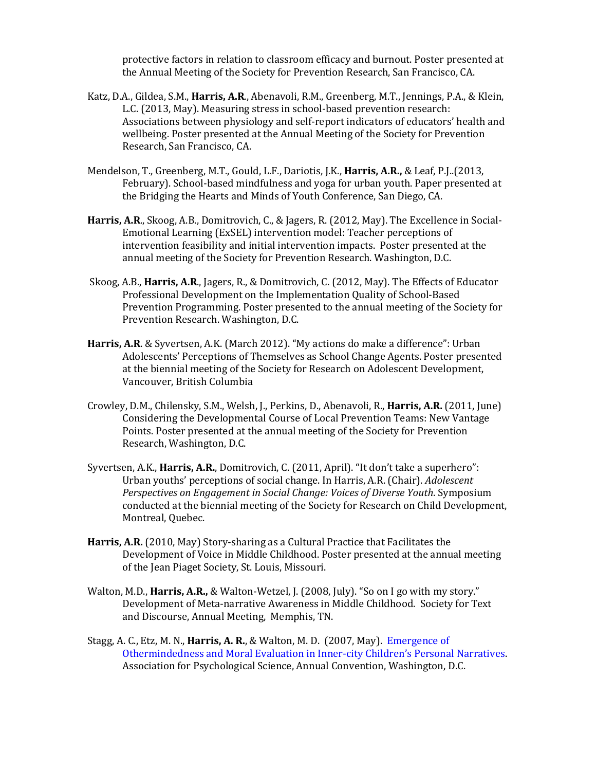protective factors in relation to classroom efficacy and burnout. Poster presented at the Annual Meeting of the Society for Prevention Research, San Francisco, CA.

Katz, D.A., Gildea, S.M., **Harris, A.R**., Abenavoli, R.M., Greenberg, M.T., Jennings, P.A., & Klein, L.C. (2013, May). Measuring stress in school-based prevention research: Associations between physiology and self-report indicators of educators' health and wellbeing. Poster presented at the Annual Meeting of the Society for Prevention Research, San Francisco, CA.

Mendelson, T., Greenberg, M.T., Gould, L.F., Dariotis, J.K., **Harris, A.R.,** & Leaf, P.J..(2013, February). School-based mindfulness and yoga for urban youth. Paper presented at the Bridging the Hearts and Minds of Youth Conference, San Diego, CA.

**Harris, A.R**., Skoog, A.B., Domitrovich, C., & Jagers, R. (2012, May). The Excellence in Social-Emotional Learning (ExSEL) intervention model: Teacher perceptions of intervention feasibility and initial intervention impacts. Poster presented at the annual meeting of the Society for Prevention Research. Washington, D.C.

Skoog, A.B., **Harris, A.R**., Jagers, R., & Domitrovich, C. (2012, May). The Effects of Educator Professional Development on the Implementation Quality of School-Based Prevention Programming. Poster presented to the annual meeting of the Society for Prevention Research. Washington, D.C.

**Harris, A.R**. & Syvertsen, A.K. (March 2012). "My actions do make a difference": Urban Adolescents' Perceptions of Themselves as School Change Agents. Poster presented at the biennial meeting of the Society for Research on Adolescent Development, Vancouver, British Columbia

Crowley, D.M., Chilensky, S.M., Welsh, J., Perkins, D., Abenavoli, R., **Harris, A.R.** (2011, June) Considering the Developmental Course of Local Prevention Teams: New Vantage Points. Poster presented at the annual meeting of the Society for Prevention Research, Washington, D.C.

Syvertsen, A.K., **Harris, A.R.**, Domitrovich, C. (2011, April). "It don't take a superhero": Urban youths' perceptions of social change. In Harris, A.R. (Chair). *Adolescent Perspectives on Engagement in Social Change: Voices of Diverse Youth*. Symposium conducted at the biennial meeting of the Society for Research on Child Development, Montreal, Quebec.

**Harris, A.R.** (2010, May) Story-sharing as a Cultural Practice that Facilitates the Development of Voice in Middle Childhood. Poster presented at the annual meeting of the Jean Piaget Society, St. Louis, Missouri.

Walton, M.D., **Harris, A.R.,** & Walton-Wetzel, J. (2008, July). "So on I go with my story." Development of Meta-narrative Awareness in Middle Childhood. Society for Text and Discourse, Annual Meeting, Memphis, TN.

Stagg, A. C., Etz, M. N., **Harris, A. R.**, & Walton, M. D. (2007, May). Emergence of Othermindedness and Moral Evaluation in Inner-city Children's Personal Narratives. Association for Psychological Science, Annual Convention, Washington, D.C.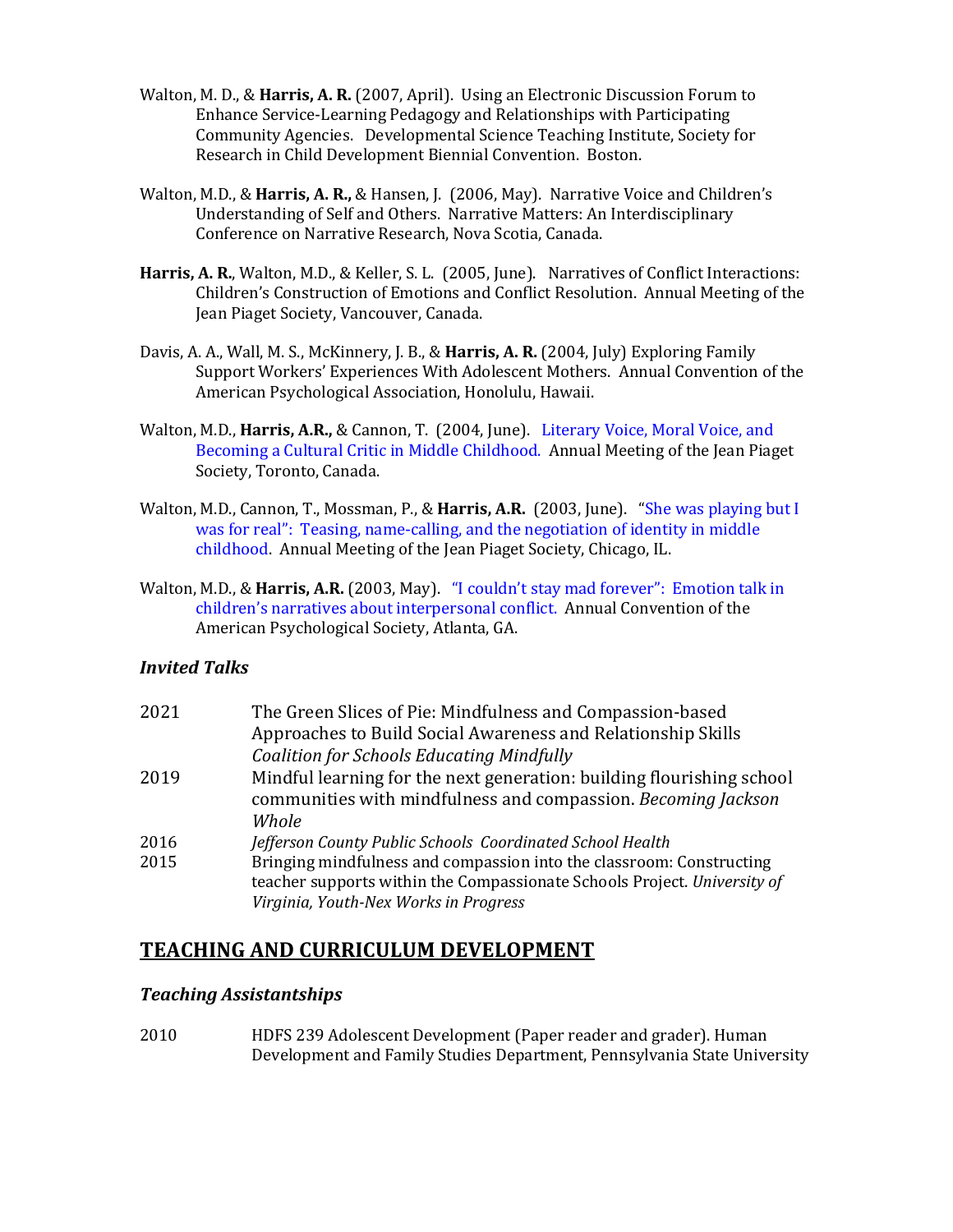Walton, M. D., & **Harris, A. R.** (2007, April). Using an Electronic Discussion Forum to Enhance Service-Learning Pedagogy and Relationships with Participating Community Agencies. Developmental Science Teaching Institute, Society for Research in Child Development Biennial Convention. Boston.

Walton, M.D., & **Harris, A. R.,** & Hansen, J. (2006, May). Narrative Voice and Children's Understanding of Self and Others. Narrative Matters: An Interdisciplinary Conference on Narrative Research, Nova Scotia, Canada.

**Harris, A. R.**, Walton, M.D., & Keller, S. L. (2005, June). Narratives of Conflict Interactions: Children's Construction of Emotions and Conflict Resolution. Annual Meeting of the Jean Piaget Society, Vancouver, Canada.

Davis, A. A., Wall, M. S., McKinnery, J. B., & **Harris, A. R.** (2004, July) Exploring Family Support Workers' Experiences With Adolescent Mothers. Annual Convention of the American Psychological Association, Honolulu, Hawaii.

Walton, M.D., **Harris, A.R.,** & Cannon, T. (2004, June). Literary Voice, Moral Voice, and Becoming a Cultural Critic in Middle Childhood. Annual Meeting of the Jean Piaget Society, Toronto, Canada.

Walton, M.D., Cannon, T., Mossman, P., & **Harris, A.R.** (2003, June). "She was playing but I was for real": Teasing, name-calling, and the negotiation of identity in middle childhood. Annual Meeting of the Jean Piaget Society, Chicago, IL.

Walton, M.D., & **Harris, A.R.** (2003, May). "I couldn't stay mad forever": Emotion talk in children's narratives about interpersonal conflict. Annual Convention of the American Psychological Society, Atlanta, GA.

### *Invited Talks*

2021 The Green Slices of Pie: Mindfulness and Compassion-based Approaches to Build Social Awareness and Relationship Skills *Coalition for Schools Educating Mindfully*

2019 Mindful learning for the next generation: building flourishing school communities with mindfulness and compassion. *Becoming Jackson Whole*

2016 *Jefferson County Public Schools Coordinated School Health*

2015 Bringing mindfulness and compassion into the classroom: Constructing teacher supports within the Compassionate Schools Project. *University of Virginia, Youth-Nex Works in Progress*

## TEACHING AND CURRICULUM DEVELOPMENT

### *Teaching Assistantships*

2010 HDFS 239 Adolescent Development (Paper reader and grader). Human Development and Family Studies Department, Pennsylvania State University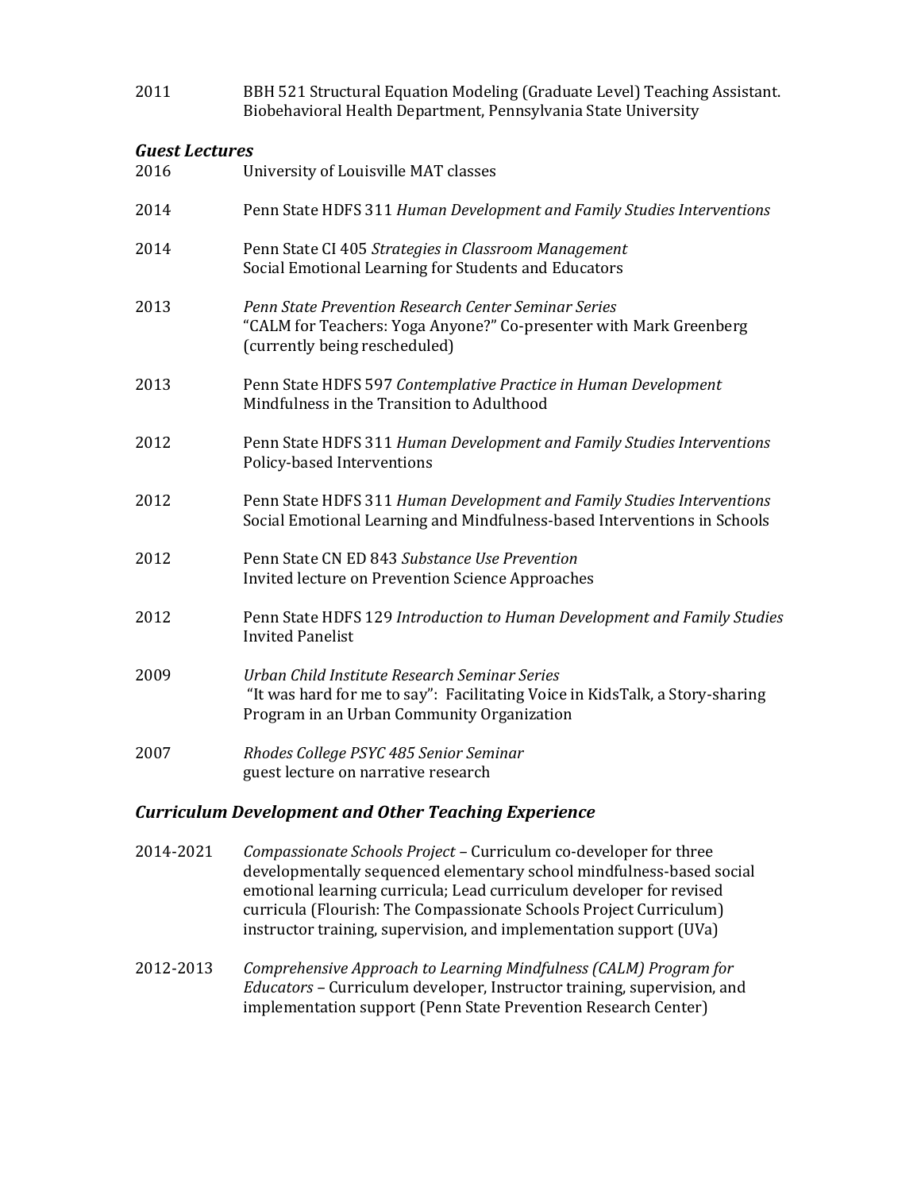2011 BBH 521 Structural Equation Modeling (Graduate Level) Teaching Assistant. Biobehavioral Health Department, Pennsylvania State University

### *Guest Lectures*

2016 University of Louisville MAT classes

2014 Penn State HDFS 311 *Human Development and Family Studies Interventions*

2014 Penn State CI 405 *Strategies in Classroom Management*
Social Emotional Learning for Students and Educators

2013 *Penn State Prevention Research Center Seminar Series*
"CALM for Teachers: Yoga Anyone?" Co-presenter with Mark Greenberg (currently being rescheduled)

2013 Penn State HDFS 597 *Contemplative Practice in Human Development*
Mindfulness in the Transition to Adulthood

2012 Penn State HDFS 311 *Human Development and Family Studies Interventions*
Policy-based Interventions

2012 Penn State HDFS 311 *Human Development and Family Studies Interventions*
Social Emotional Learning and Mindfulness-based Interventions in Schools

2012 Penn State CN ED 843 *Substance Use Prevention*
Invited lecture on Prevention Science Approaches

2012 Penn State HDFS 129 *Introduction to Human Development and Family Studies*
Invited Panelist

2009 *Urban Child Institute Research Seminar Series*
"It was hard for me to say": Facilitating Voice in KidsTalk, a Story-sharing Program in an Urban Community Organization

2007 *Rhodes College PSYC 485 Senior Seminar*
guest lecture on narrative research

## *Curriculum Development and Other Teaching Experience*

2014-2021 *Compassionate Schools Project* – Curriculum co-developer for three developmentally sequenced elementary school mindfulness-based social emotional learning curricula; Lead curriculum developer for revised curricula (Flourish: The Compassionate Schools Project Curriculum) instructor training, supervision, and implementation support (UVa)

2012-2013 *Comprehensive Approach to Learning Mindfulness (CALM) Program for Educators* – Curriculum developer, Instructor training, supervision, and implementation support (Penn State Prevention Research Center)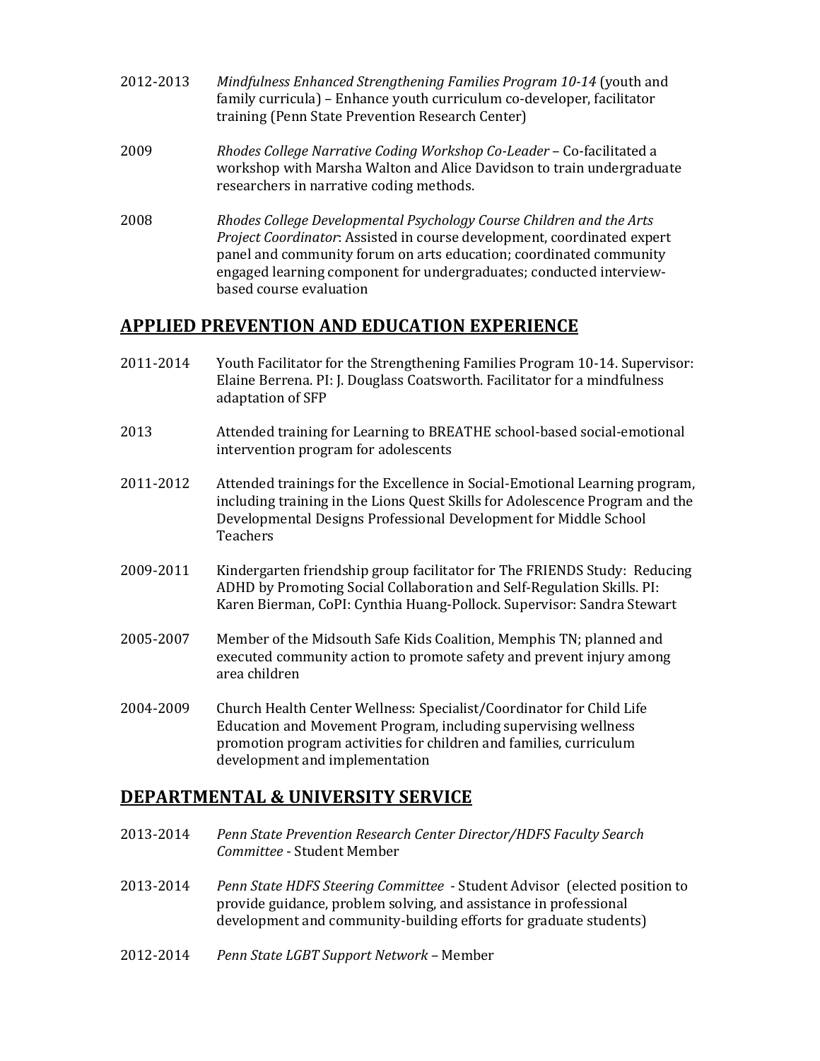2012-2013 *Mindfulness Enhanced Strengthening Families Program 10-14* (youth and family curricula) – Enhance youth curriculum co-developer, facilitator training (Penn State Prevention Research Center)

2009 *Rhodes College Narrative Coding Workshop Co-Leader* – Co-facilitated a workshop with Marsha Walton and Alice Davidson to train undergraduate researchers in narrative coding methods.

2008 *Rhodes College Developmental Psychology Course Children and the Arts Project Coordinator*: Assisted in course development, coordinated expert panel and community forum on arts education; coordinated community engaged learning component for undergraduates; conducted interview-based course evaluation

## APPLIED PREVENTION AND EDUCATION EXPERIENCE

2011-2014 Youth Facilitator for the Strengthening Families Program 10-14. Supervisor: Elaine Berrena. PI: J. Douglass Coatsworth. Facilitator for a mindfulness adaptation of SFP

2013 Attended training for Learning to BREATHE school-based social-emotional intervention program for adolescents

2011-2012 Attended trainings for the Excellence in Social-Emotional Learning program, including training in the Lions Quest Skills for Adolescence Program and the Developmental Designs Professional Development for Middle School Teachers

2009-2011 Kindergarten friendship group facilitator for The FRIENDS Study: Reducing ADHD by Promoting Social Collaboration and Self-Regulation Skills. PI: Karen Bierman, CoPI: Cynthia Huang-Pollock. Supervisor: Sandra Stewart

2005-2007 Member of the Midsouth Safe Kids Coalition, Memphis TN; planned and executed community action to promote safety and prevent injury among area children

2004-2009 Church Health Center Wellness: Specialist/Coordinator for Child Life Education and Movement Program, including supervising wellness promotion program activities for children and families, curriculum development and implementation

## DEPARTMENTAL & UNIVERSITY SERVICE

2013-2014 *Penn State Prevention Research Center Director/HDFS Faculty Search Committee* - Student Member

2013-2014 *Penn State HDFS Steering Committee* - Student Advisor (elected position to provide guidance, problem solving, and assistance in professional development and community-building efforts for graduate students)

2012-2014 *Penn State LGBT Support Network* – Member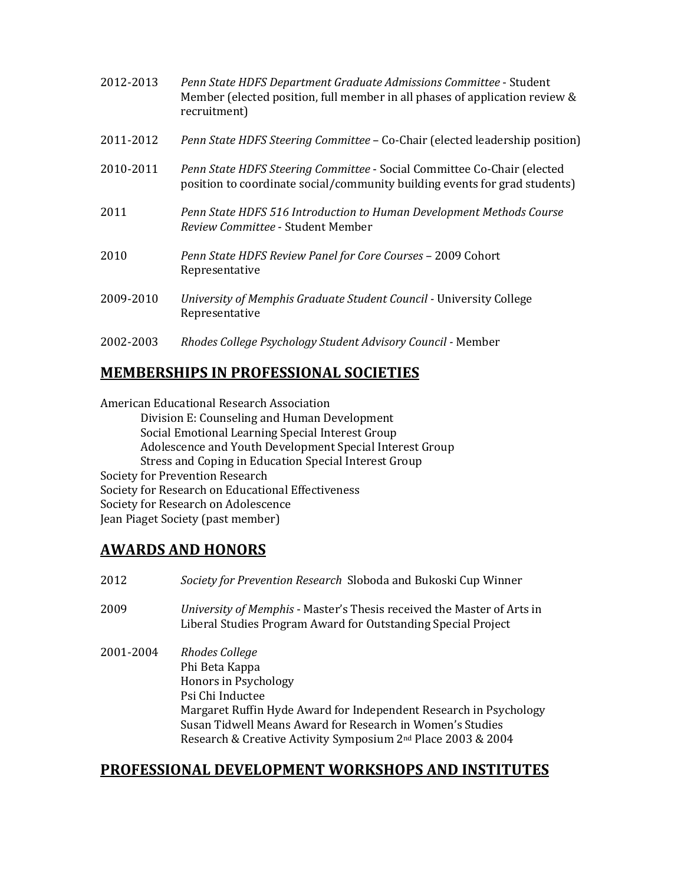2012-2013 *Penn State HDFS Department Graduate Admissions Committee* - Student Member (elected position, full member in all phases of application review & recruitment)

2011-2012 *Penn State HDFS Steering Committee* – Co-Chair (elected leadership position)

2010-2011 *Penn State HDFS Steering Committee* - Social Committee Co-Chair (elected position to coordinate social/community building events for grad students)

2011 *Penn State HDFS 516 Introduction to Human Development Methods Course Review Committee* - Student Member

2010 *Penn State HDFS Review Panel for Core Courses* – 2009 Cohort Representative

2009-2010 *University of Memphis Graduate Student Council* - University College Representative

2002-2003 *Rhodes College Psychology Student Advisory Council* - Member

## MEMBERSHIPS IN PROFESSIONAL SOCIETIES

American Educational Research Association
- Division E: Counseling and Human Development
- Social Emotional Learning Special Interest Group
- Adolescence and Youth Development Special Interest Group
- Stress and Coping in Education Special Interest Group

Society for Prevention Research
Society for Research on Educational Effectiveness
Society for Research on Adolescence
Jean Piaget Society (past member)

## AWARDS AND HONORS

2012 *Society for Prevention Research* Sloboda and Bukoski Cup Winner

2009 *University of Memphis* - Master's Thesis received the Master of Arts in Liberal Studies Program Award for Outstanding Special Project

2001-2004 *Rhodes College*
Phi Beta Kappa
Honors in Psychology
Psi Chi Inductee
Margaret Ruffin Hyde Award for Independent Research in Psychology
Susan Tidwell Means Award for Research in Women's Studies
Research & Creative Activity Symposium 2nd Place 2003 & 2004

## PROFESSIONAL DEVELOPMENT WORKSHOPS AND INSTITUTES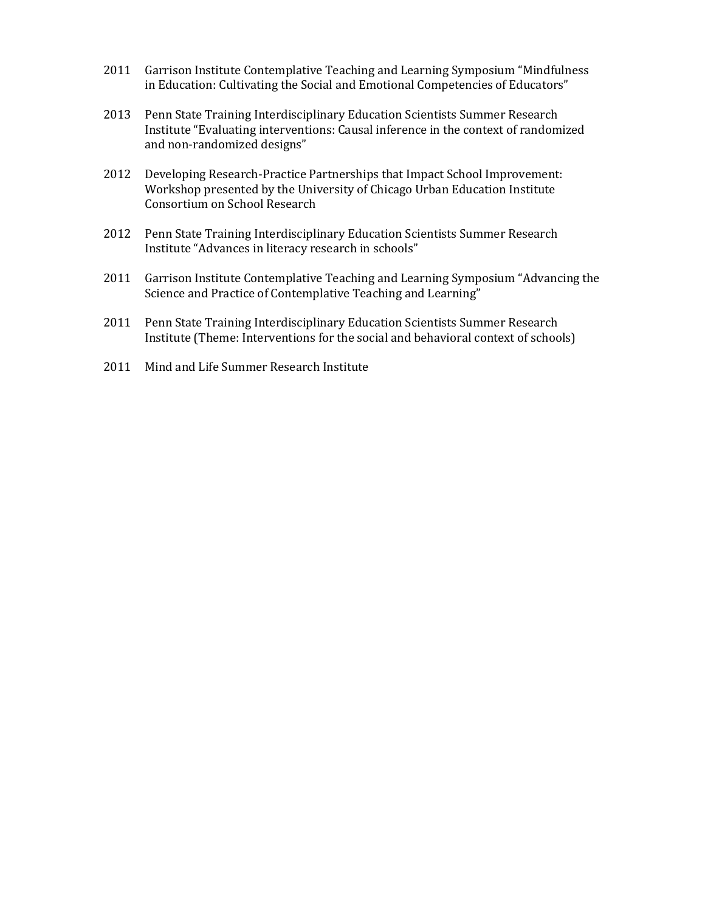2011 Garrison Institute Contemplative Teaching and Learning Symposium "Mindfulness in Education: Cultivating the Social and Emotional Competencies of Educators"

2013 Penn State Training Interdisciplinary Education Scientists Summer Research Institute "Evaluating interventions: Causal inference in the context of randomized and non-randomized designs"

2012 Developing Research-Practice Partnerships that Impact School Improvement: Workshop presented by the University of Chicago Urban Education Institute Consortium on School Research

2012 Penn State Training Interdisciplinary Education Scientists Summer Research Institute "Advances in literacy research in schools"

2011 Garrison Institute Contemplative Teaching and Learning Symposium "Advancing the Science and Practice of Contemplative Teaching and Learning"

2011 Penn State Training Interdisciplinary Education Scientists Summer Research Institute (Theme: Interventions for the social and behavioral context of schools)

2011 Mind and Life Summer Research Institute